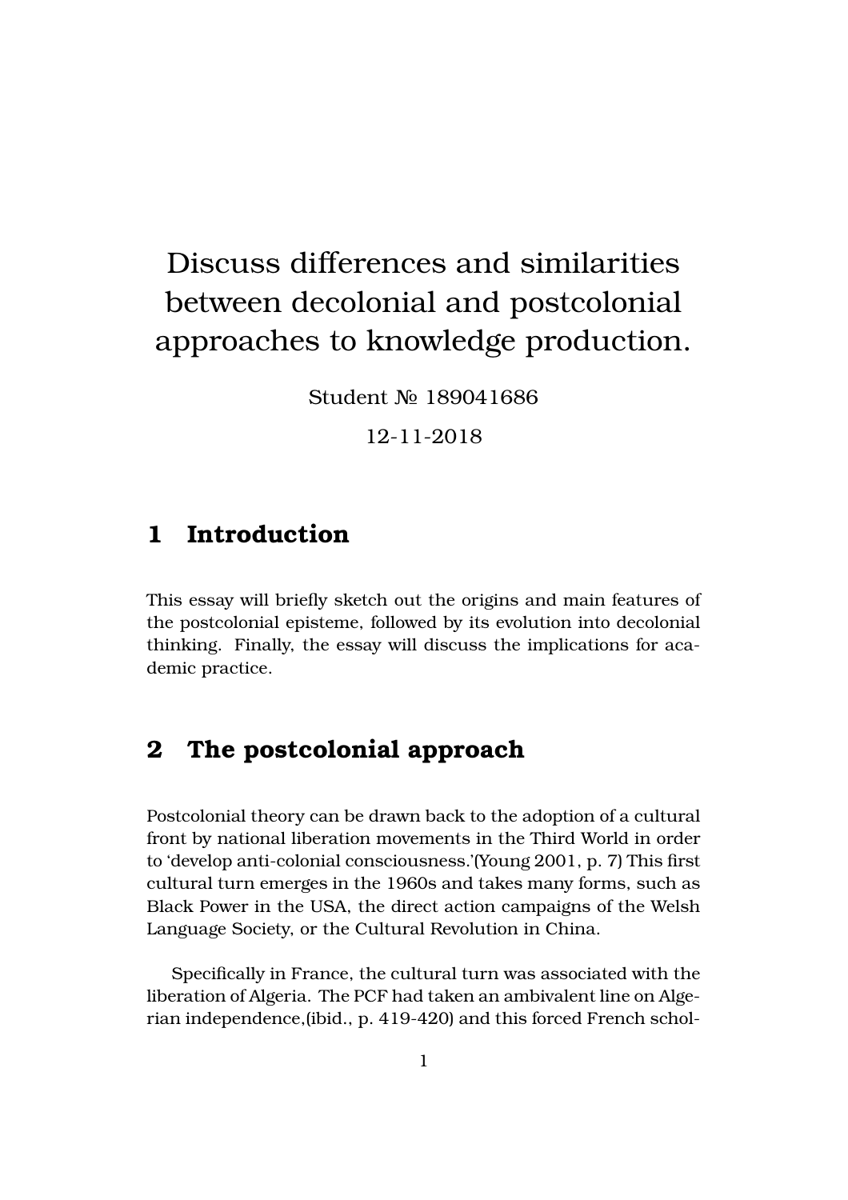# Discuss differences and similarities between decolonial and postcolonial approaches to knowledge production.

Student № 189041686

12-11-2018

## 1 Introduction

This essay will briefly sketch out the origins and main features of the postcolonial episteme, followed by its evolution into decolonial thinking. Finally, the essay will discuss the implications for academic practice.

## 2 The postcolonial approach

Postcolonial theory can be drawn back to the adoption of a cultural front by national liberation movements in the Third World in order to 'develop anti-colonial consciousness.'(Young 2001, p. 7) This first cultural turn emerges in the 1960s and takes many forms, such as Black Power in the USA, the direct action campaigns of the Welsh Language Society, or the Cultural Revolution in China.

Specifically in France, the cultural turn was associated with the liberation of Algeria. The PCF had taken an ambivalent line on Algerian independence,(ibid., p. 419-420) and this forced French schol-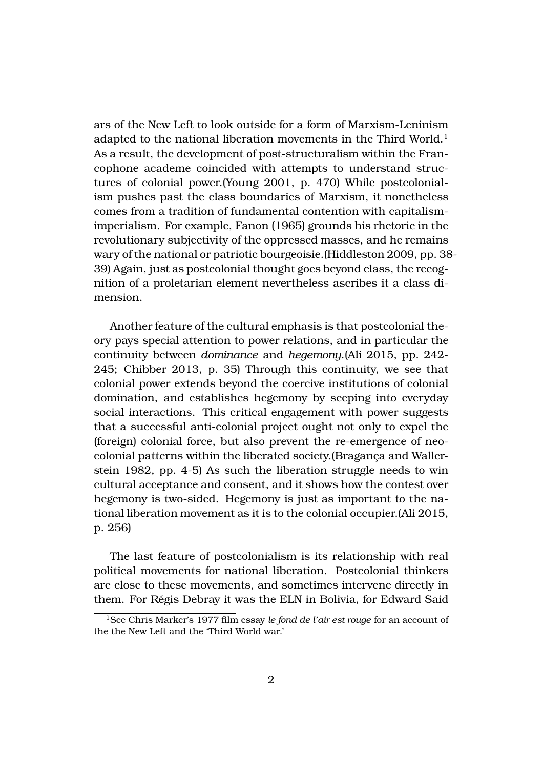ars of the New Left to look outside for a form of Marxism-Leninism adapted to the national liberation movements in the Third World.[1] As a result, the development of post-structuralism within the Francophone academe coincided with attempts to understand structures of colonial power.(Young 2001, p. 470) While postcolonialism pushes past the class boundaries of Marxism, it nonetheless comes from a tradition of fundamental contention with capitalism-imperialism. For example, Fanon (1965) grounds his rhetoric in the revolutionary subjectivity of the oppressed masses, and he remains wary of the national or patriotic bourgeoisie.(Hiddleston 2009, pp. 38-39) Again, just as postcolonial thought goes beyond class, the recognition of a proletarian element nevertheless ascribes it a class dimension.

Another feature of the cultural emphasis is that postcolonial theory pays special attention to power relations, and in particular the continuity between *dominance* and *hegemony*.(Ali 2015, pp. 242-245; Chibber 2013, p. 35) Through this continuity, we see that colonial power extends beyond the coercive institutions of colonial domination, and establishes hegemony by seeping into everyday social interactions. This critical engagement with power suggests that a successful anti-colonial project ought not only to expel the (foreign) colonial force, but also prevent the re-emergence of neo-colonial patterns within the liberated society.(Bragança and Wallerstein 1982, pp. 4-5) As such the liberation struggle needs to win cultural acceptance and consent, and it shows how the contest over hegemony is two-sided. Hegemony is just as important to the national liberation movement as it is to the colonial occupier.(Ali 2015, p. 256)

The last feature of postcolonialism is its relationship with real political movements for national liberation. Postcolonial thinkers are close to these movements, and sometimes intervene directly in them. For Régis Debray it was the ELN in Bolivia, for Edward Said

[1] See Chris Marker's 1977 film essay *le fond de l'air est rouge* for an account of the the New Left and the 'Third World war.'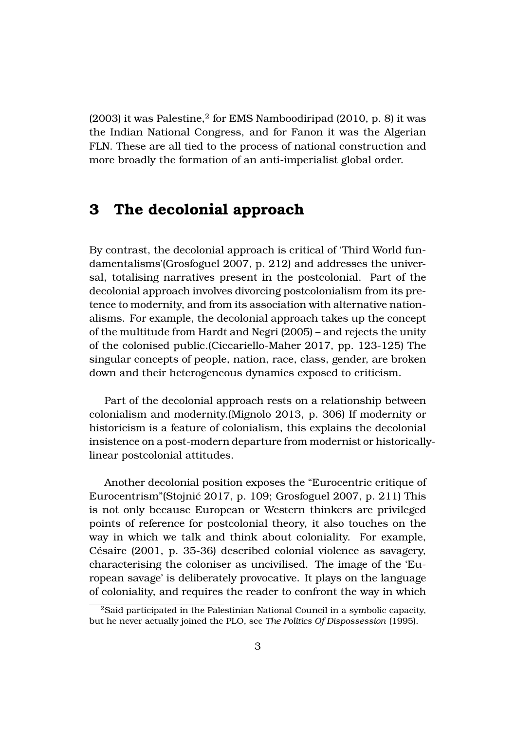(2003) it was Palestine,[2] for EMS Namboodiripad (2010, p. 8) it was the Indian National Congress, and for Fanon it was the Algerian FLN. These are all tied to the process of national construction and more broadly the formation of an anti-imperialist global order.

## 3 The decolonial approach

By contrast, the decolonial approach is critical of 'Third World fundamentalisms'(Grosfoguel 2007, p. 212) and addresses the universal, totalising narratives present in the postcolonial. Part of the decolonial approach involves divorcing postcolonialism from its pretence to modernity, and from its association with alternative nationalisms. For example, the decolonial approach takes up the concept of the multitude from Hardt and Negri (2005) – and rejects the unity of the colonised public.(Ciccariello-Maher 2017, pp. 123-125) The singular concepts of people, nation, race, class, gender, are broken down and their heterogeneous dynamics exposed to criticism.

Part of the decolonial approach rests on a relationship between colonialism and modernity.(Mignolo 2013, p. 306) If modernity or historicism is a feature of colonialism, this explains the decolonial insistence on a post-modern departure from modernist or historically-linear postcolonial attitudes.

Another decolonial position exposes the "Eurocentric critique of Eurocentrism"(Stojnić 2017, p. 109; Grosfoguel 2007, p. 211) This is not only because European or Western thinkers are privileged points of reference for postcolonial theory, it also touches on the way in which we talk and think about coloniality. For example, Césaire (2001, p. 35-36) described colonial violence as savagery, characterising the coloniser as uncivilised. The image of the 'European savage' is deliberately provocative. It plays on the language of coloniality, and requires the reader to confront the way in which

[2] Said participated in the Palestinian National Council in a symbolic capacity, but he never actually joined the PLO, see *The Politics Of Dispossession* (1995).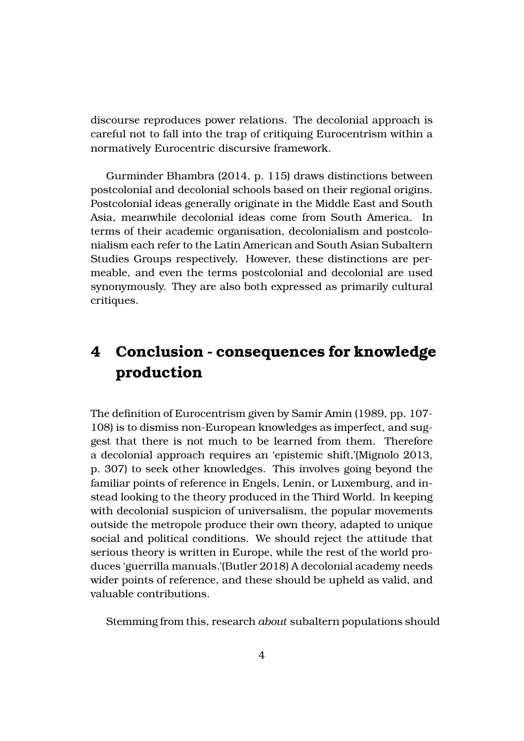discourse reproduces power relations. The decolonial approach is careful not to fall into the trap of critiquing Eurocentrism within a normatively Eurocentric discursive framework.

Gurminder Bhambra (2014, p. 115) draws distinctions between postcolonial and decolonial schools based on their regional origins. Postcolonial ideas generally originate in the Middle East and South Asia, meanwhile decolonial ideas come from South America. In terms of their academic organisation, decolonialism and postcolonialism each refer to the Latin American and South Asian Subaltern Studies Groups respectively. However, these distinctions are permeable, and even the terms postcolonial and decolonial are used synonymously. They are also both expressed as primarily cultural critiques.

## 4 Conclusion - consequences for knowledge production

The definition of Eurocentrism given by Samir Amin (1989, pp. 107-108) is to dismiss non-European knowledges as imperfect, and suggest that there is not much to be learned from them. Therefore a decolonial approach requires an 'epistemic shift,'(Mignolo 2013, p. 307) to seek other knowledges. This involves going beyond the familiar points of reference in Engels, Lenin, or Luxemburg, and instead looking to the theory produced in the Third World. In keeping with decolonial suspicion of universalism, the popular movements outside the metropole produce their own theory, adapted to unique social and political conditions. We should reject the attitude that serious theory is written in Europe, while the rest of the world produces 'guerrilla manuals.'(Butler 2018) A decolonial academy needs wider points of reference, and these should be upheld as valid, and valuable contributions.

Stemming from this, research *about* subaltern populations should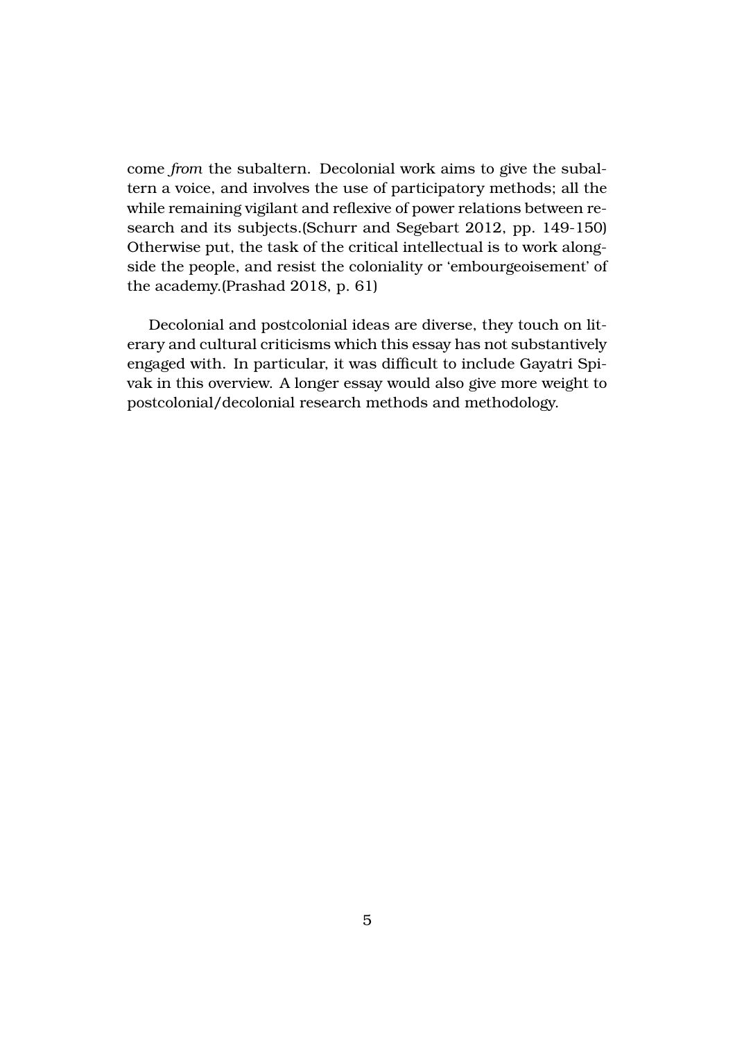come *from* the subaltern. Decolonial work aims to give the subaltern a voice, and involves the use of participatory methods; all the while remaining vigilant and reflexive of power relations between research and its subjects.(Schurr and Segebart 2012, pp. 149-150) Otherwise put, the task of the critical intellectual is to work alongside the people, and resist the coloniality or 'embourgeoisement' of the academy.(Prashad 2018, p. 61)

Decolonial and postcolonial ideas are diverse, they touch on literary and cultural criticisms which this essay has not substantively engaged with. In particular, it was difficult to include Gayatri Spivak in this overview. A longer essay would also give more weight to postcolonial/decolonial research methods and methodology.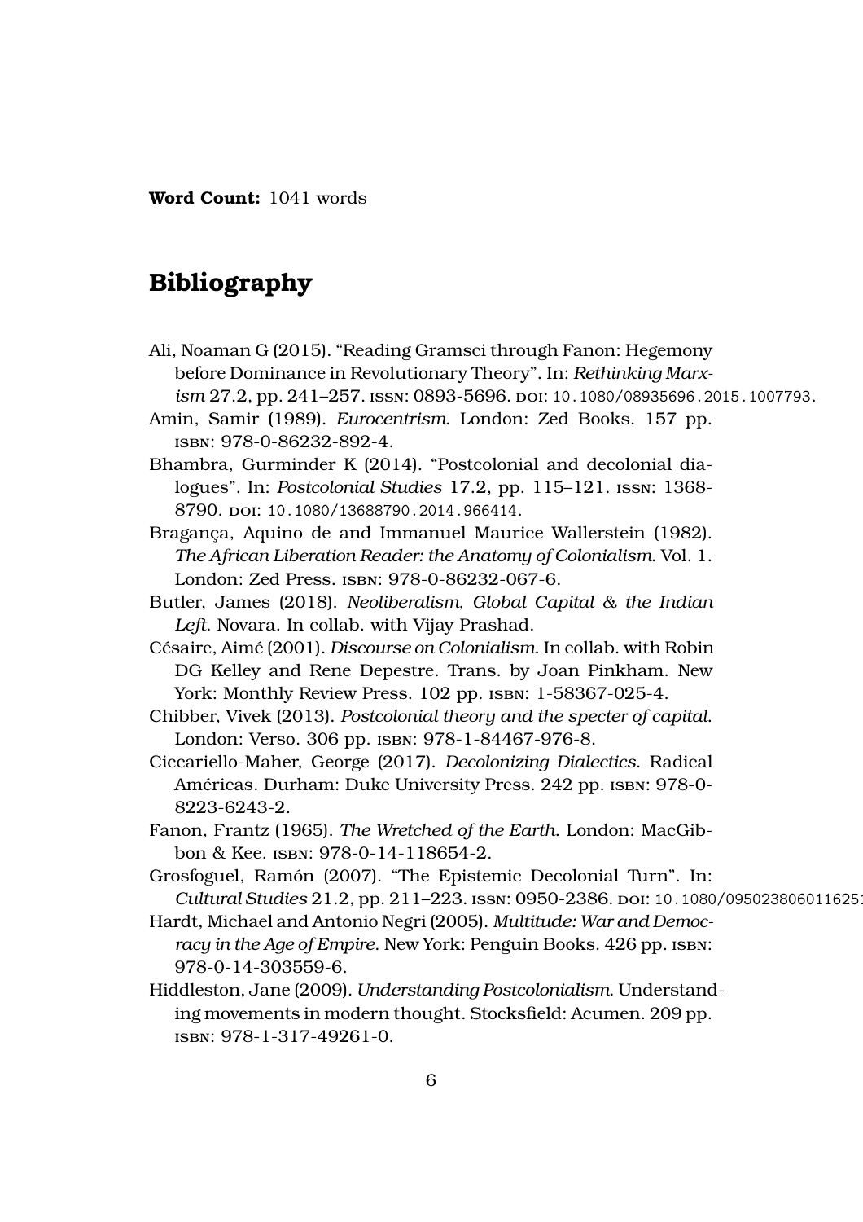**Word Count:** 1041 words

## Bibliography

Ali, Noaman G (2015). "Reading Gramsci through Fanon: Hegemony before Dominance in Revolutionary Theory". In: *Rethinking Marxism* 27.2, pp. 241–257. ISSN: 0893-5696. DOI: 10.1080/08935696.2015.1007793.

Amin, Samir (1989). *Eurocentrism*. London: Zed Books. 157 pp. ISBN: 978-0-86232-892-4.

Bhambra, Gurminder K (2014). "Postcolonial and decolonial dialogues". In: *Postcolonial Studies* 17.2, pp. 115–121. ISSN: 1368-8790. DOI: 10.1080/13688790.2014.966414.

Bragança, Aquino de and Immanuel Maurice Wallerstein (1982). *The African Liberation Reader: the Anatomy of Colonialism*. Vol. 1. London: Zed Press. ISBN: 978-0-86232-067-6.

Butler, James (2018). *Neoliberalism, Global Capital & the Indian Left*. Novara. In collab. with Vijay Prashad.

Césaire, Aimé (2001). *Discourse on Colonialism*. In collab. with Robin DG Kelley and Rene Depestre. Trans. by Joan Pinkham. New York: Monthly Review Press. 102 pp. ISBN: 1-58367-025-4.

Chibber, Vivek (2013). *Postcolonial theory and the specter of capital*. London: Verso. 306 pp. ISBN: 978-1-84467-976-8.

Ciccariello-Maher, George (2017). *Decolonizing Dialectics*. Radical Américas. Durham: Duke University Press. 242 pp. ISBN: 978-0-8223-6243-2.

Fanon, Frantz (1965). *The Wretched of the Earth*. London: MacGibbon & Kee. ISBN: 978-0-14-118654-2.

Grosfoguel, Ramón (2007). "The Epistemic Decolonial Turn". In: *Cultural Studies* 21.2, pp. 211–223. ISSN: 0950-2386. DOI: 10.1080/09502380601162514.

Hardt, Michael and Antonio Negri (2005). *Multitude: War and Democracy in the Age of Empire*. New York: Penguin Books. 426 pp. ISBN: 978-0-14-303559-6.

Hiddleston, Jane (2009). *Understanding Postcolonialism*. Understanding movements in modern thought. Stocksfield: Acumen. 209 pp. ISBN: 978-1-317-49261-0.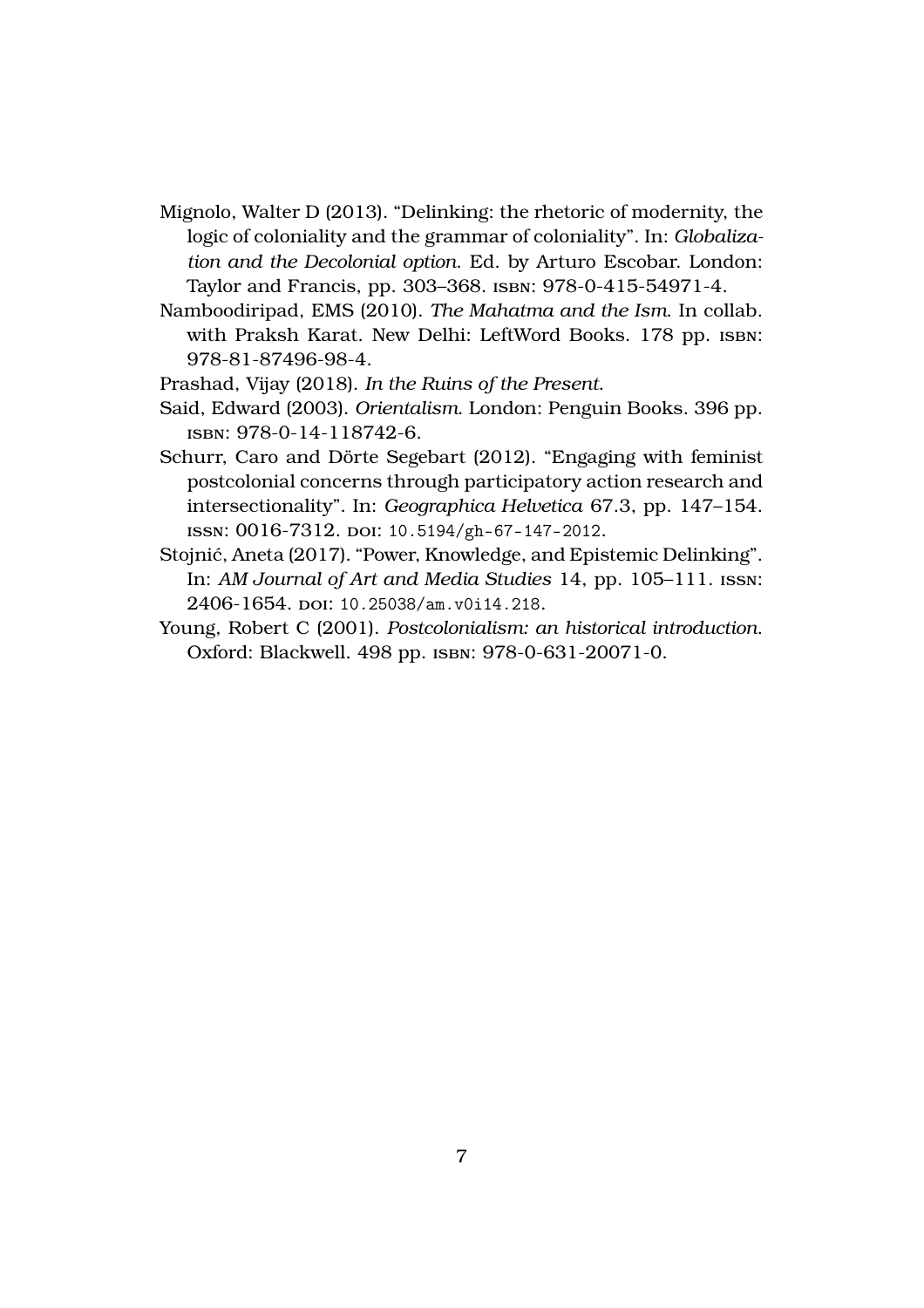Mignolo, Walter D (2013). “Delinking: the rhetoric of modernity, the logic of coloniality and the grammar of coloniality”. In: *Globalization and the Decolonial option*. Ed. by Arturo Escobar. London: Taylor and Francis, pp. 303–368. ISBN: 978-0-415-54971-4.

Namboodiripad, EMS (2010). *The Mahatma and the Ism*. In collab. with Praksh Karat. New Delhi: LeftWord Books. 178 pp. ISBN: 978-81-87496-98-4.

Prashad, Vijay (2018). *In the Ruins of the Present*.

Said, Edward (2003). *Orientalism*. London: Penguin Books. 396 pp. ISBN: 978-0-14-118742-6.

Schurr, Caro and Dörte Segebart (2012). “Engaging with feminist postcolonial concerns through participatory action research and intersectionality”. In: *Geographica Helvetica* 67.3, pp. 147–154. ISSN: 0016-7312. DOI: 10.5194/gh-67-147-2012.

Stojnić, Aneta (2017). “Power, Knowledge, and Epistemic Delinking”. In: *AM Journal of Art and Media Studies* 14, pp. 105–111. ISSN: 2406-1654. DOI: 10.25038/am.v0i14.218.

Young, Robert C (2001). *Postcolonialism: an historical introduction*. Oxford: Blackwell. 498 pp. ISBN: 978-0-631-20071-0.